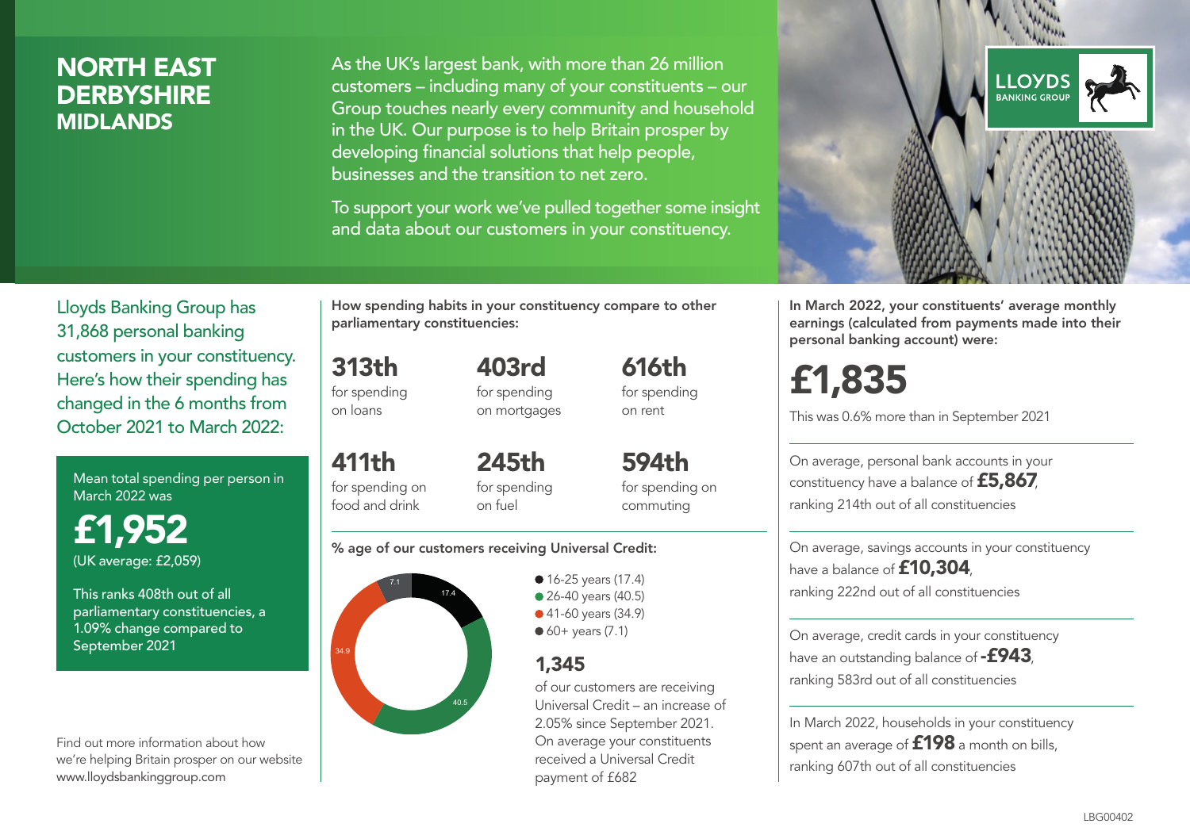# NORTH EAST DERBYSHIRE
## MIDLANDS

As the UK's largest bank, with more than 26 million customers – including many of your constituents – our Group touches nearly every community and household in the UK. Our purpose is to help Britain prosper by developing financial solutions that help people, businesses and the transition to net zero.

To support your work we've pulled together some insight and data about our customers in your constituency.

LLOYDS BANKING GROUP

Lloyds Banking Group has 31,868 personal banking customers in your constituency. Here's how their spending has changed in the 6 months from October 2021 to March 2022:

Mean total spending per person in March 2022 was

**£1,952**

(UK average: £2,059)

This ranks 408th out of all parliamentary constituencies, a 1.09% change compared to September 2021

Find out more information about how we're helping Britain prosper on our website www.lloydsbankinggroup.com

**How spending habits in your constituency compare to other parliamentary constituencies:**

| | | |
|---|---|---|
| **313th** for spending on loans | **403rd** for spending on mortgages | **616th** for spending on rent |
| **411th** for spending on food and drink | **245th** for spending on fuel | **594th** for spending on commuting |

**% age of our customers receiving Universal Credit:**

- 16-25 years (17.4)
- 26-40 years (40.5)
- 41-60 years (34.9)
- 60+ years (7.1)

**1,345**

of our customers are receiving Universal Credit – an increase of 2.05% since September 2021. On average your constituents received a Universal Credit payment of £682

**In March 2022, your constituents' average monthly earnings (calculated from payments made into their personal banking account) were:**

**£1,835**

This was 0.6% more than in September 2021

On average, personal bank accounts in your constituency have a balance of **£5,867**, ranking 214th out of all constituencies

On average, savings accounts in your constituency have a balance of **£10,304**, ranking 222nd out of all constituencies

On average, credit cards in your constituency have an outstanding balance of **-£943**, ranking 583rd out of all constituencies

In March 2022, households in your constituency spent an average of **£198** a month on bills, ranking 607th out of all constituencies

LBG00402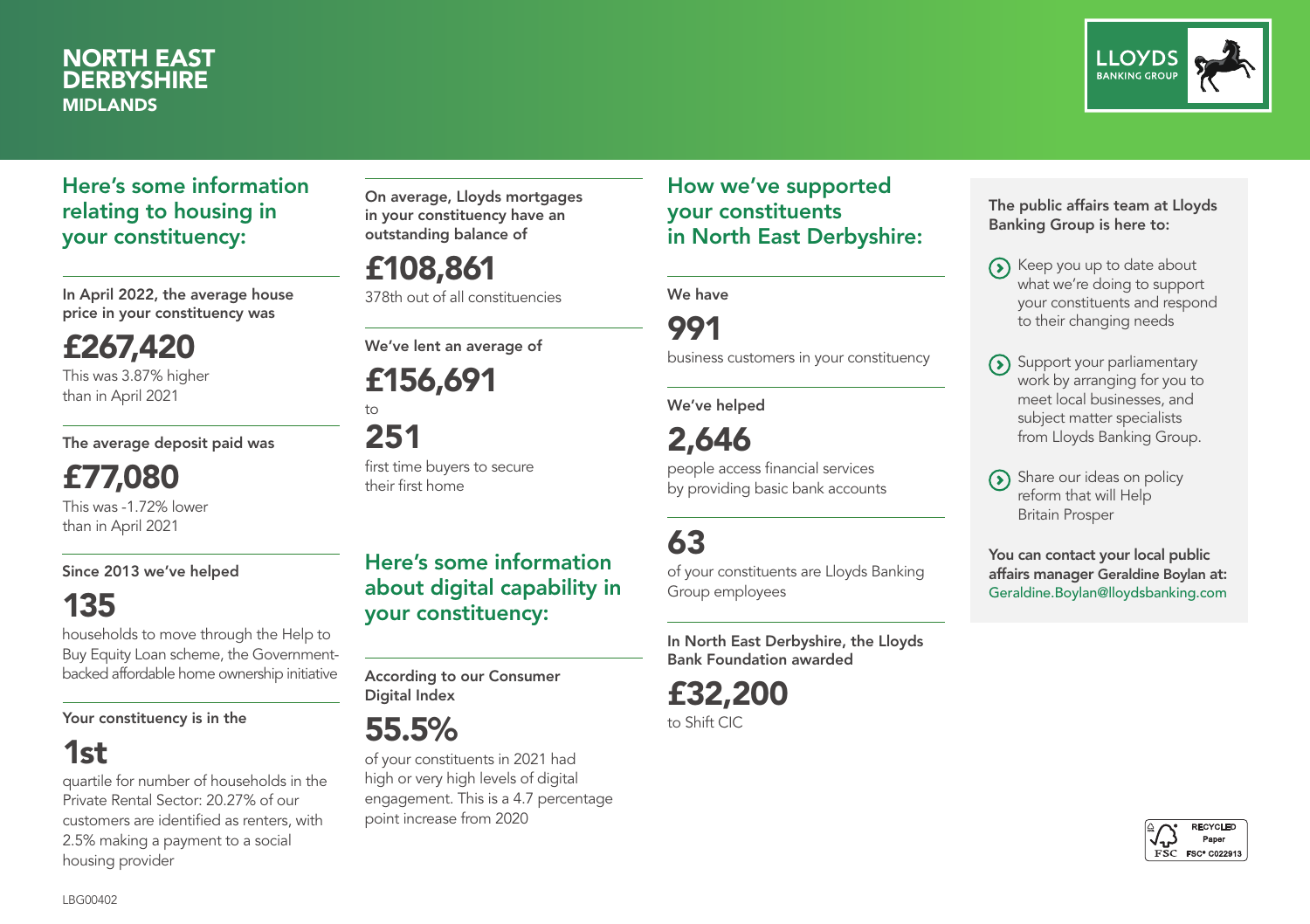# NORTH EAST DERBYSHIRE

**MIDLANDS**

LLOYDS BANKING GROUP

## Here's some information relating to housing in your constituency:

**In April 2022, the average house price in your constituency was**

**£267,420**

This was 3.87% higher than in April 2021

**The average deposit paid was**

**£77,080**

This was -1.72% lower than in April 2021

**Since 2013 we've helped**

**135**

households to move through the Help to Buy Equity Loan scheme, the Government-backed affordable home ownership initiative

**Your constituency is in the**

**1st**

quartile for number of households in the Private Rental Sector: 20.27% of our customers are identified as renters, with 2.5% making a payment to a social housing provider

**On average, Lloyds mortgages in your constituency have an outstanding balance of**

**£108,861**

378th out of all constituencies

**We've lent an average of**

**£156,691**

to

**251**

first time buyers to secure their first home

## Here's some information about digital capability in your constituency:

**According to our Consumer Digital Index**

**55.5%**

of your constituents in 2021 had high or very high levels of digital engagement. This is a 4.7 percentage point increase from 2020

## How we've supported your constituents in North East Derbyshire:

**We have**

**991**

business customers in your constituency

**We've helped**

**2,646**

people access financial services by providing basic bank accounts

**63**

of your constituents are Lloyds Banking Group employees

**In North East Derbyshire, the Lloyds Bank Foundation awarded**

**£32,200**

to Shift CIC

**The public affairs team at Lloyds Banking Group is here to:**

- Keep you up to date about what we're doing to support your constituents and respond to their changing needs
- Support your parliamentary work by arranging for you to meet local businesses, and subject matter specialists from Lloyds Banking Group.
- Share our ideas on policy reform that will Help Britain Prosper

**You can contact your local public affairs manager Geraldine Boylan at:**
Geraldine.Boylan@lloydsbanking.com

RECYCLED Paper FSC FSC® C022913

LBG00402